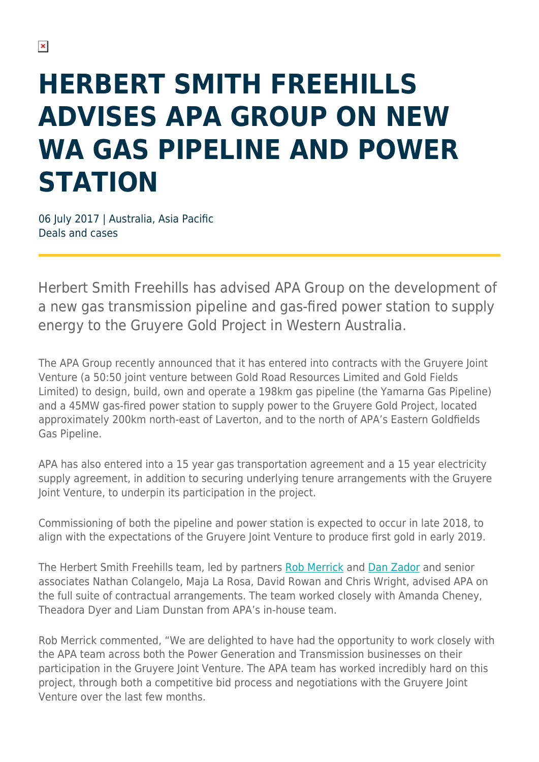# HERBERT SMITH FREEHILLS ADVISES APA GROUP ON NEW WA GAS PIPELINE AND POWER STATION

06 July 2017 | Australia, Asia Pacific
Deals and cases

Herbert Smith Freehills has advised APA Group on the development of a new gas transmission pipeline and gas-fired power station to supply energy to the Gruyere Gold Project in Western Australia.

The APA Group recently announced that it has entered into contracts with the Gruyere Joint Venture (a 50:50 joint venture between Gold Road Resources Limited and Gold Fields Limited) to design, build, own and operate a 198km gas pipeline (the Yamarna Gas Pipeline) and a 45MW gas-fired power station to supply power to the Gruyere Gold Project, located approximately 200km north-east of Laverton, and to the north of APA's Eastern Goldfields Gas Pipeline.

APA has also entered into a 15 year gas transportation agreement and a 15 year electricity supply agreement, in addition to securing underlying tenure arrangements with the Gruyere Joint Venture, to underpin its participation in the project.

Commissioning of both the pipeline and power station is expected to occur in late 2018, to align with the expectations of the Gruyere Joint Venture to produce first gold in early 2019.

The Herbert Smith Freehills team, led by partners Rob Merrick and Dan Zador and senior associates Nathan Colangelo, Maja La Rosa, David Rowan and Chris Wright, advised APA on the full suite of contractual arrangements. The team worked closely with Amanda Cheney, Theadora Dyer and Liam Dunstan from APA's in-house team.

Rob Merrick commented, "We are delighted to have had the opportunity to work closely with the APA team across both the Power Generation and Transmission businesses on their participation in the Gruyere Joint Venture. The APA team has worked incredibly hard on this project, through both a competitive bid process and negotiations with the Gruyere Joint Venture over the last few months.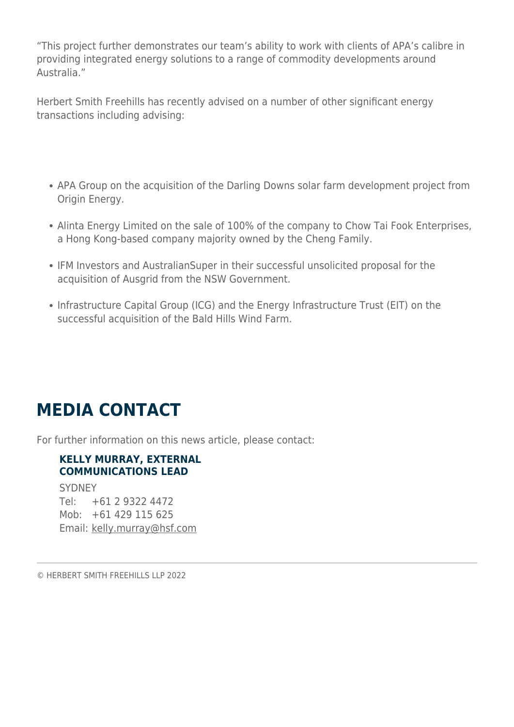"This project further demonstrates our team's ability to work with clients of APA's calibre in providing integrated energy solutions to a range of commodity developments around Australia."

Herbert Smith Freehills has recently advised on a number of other significant energy transactions including advising:

- APA Group on the acquisition of the Darling Downs solar farm development project from Origin Energy.
- Alinta Energy Limited on the sale of 100% of the company to Chow Tai Fook Enterprises, a Hong Kong-based company majority owned by the Cheng Family.
- IFM Investors and AustralianSuper in their successful unsolicited proposal for the acquisition of Ausgrid from the NSW Government.
- Infrastructure Capital Group (ICG) and the Energy Infrastructure Trust (EIT) on the successful acquisition of the Bald Hills Wind Farm.

## MEDIA CONTACT

For further information on this news article, please contact:

**KELLY MURRAY, EXTERNAL COMMUNICATIONS LEAD**

SYDNEY
Tel: +61 2 9322 4472
Mob: +61 429 115 625
Email: kelly.murray@hsf.com

© HERBERT SMITH FREEHILLS LLP 2022